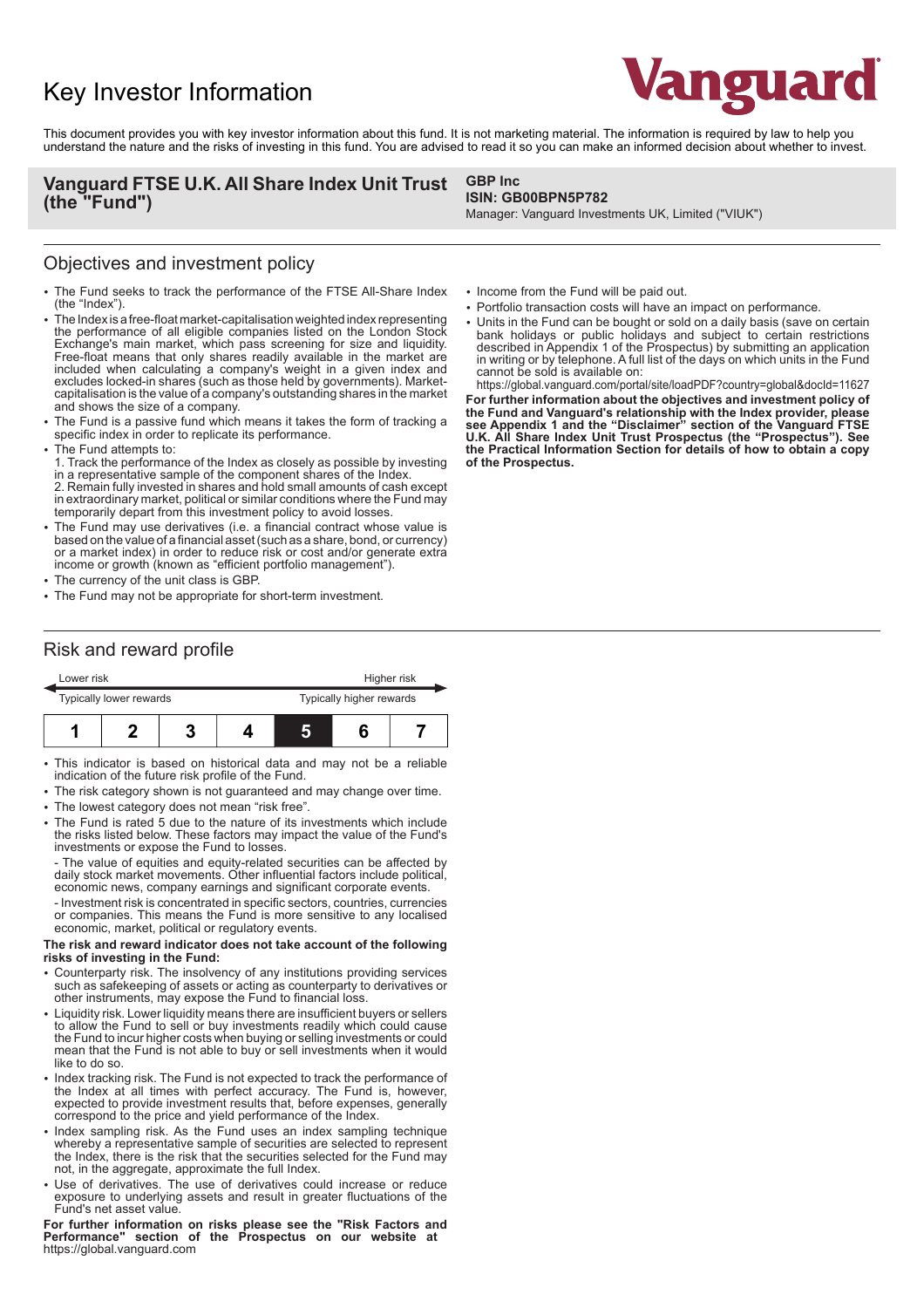# Key Investor Information

Vanguard

This document provides you with key investor information about this fund. It is not marketing material. The information is required by law to help you understand the nature and the risks of investing in this fund. You are advised to read it so you can make an informed decision about whether to invest.

**Vanguard FTSE U.K. All Share Index Unit Trust (the "Fund")**

**GBP Inc**
**ISIN: GB00BPN5P782**
Manager: Vanguard Investments UK, Limited ("VIUK")

## Objectives and investment policy

- The Fund seeks to track the performance of the FTSE All-Share Index (the "Index").
- The Index is a free-float market-capitalisation weighted index representing the performance of all eligible companies listed on the London Stock Exchange's main market, which pass screening for size and liquidity. Free-float means that only shares readily available in the market are included when calculating a company's weight in a given index and excludes locked-in shares (such as those held by governments). Market-capitalisation is the value of a company's outstanding shares in the market and shows the size of a company.
- The Fund is a passive fund which means it takes the form of tracking a specific index in order to replicate its performance.
- The Fund attempts to:
  1. Track the performance of the Index as closely as possible by investing in a representative sample of the component shares of the Index.
  2. Remain fully invested in shares and hold small amounts of cash except in extraordinary market, political or similar conditions where the Fund may temporarily depart from this investment policy to avoid losses.
- The Fund may use derivatives (i.e. a financial contract whose value is based on the value of a financial asset (such as a share, bond, or currency) or a market index) in order to reduce risk or cost and/or generate extra income or growth (known as "efficient portfolio management").
- The currency of the unit class is GBP.
- The Fund may not be appropriate for short-term investment.
- Income from the Fund will be paid out.
- Portfolio transaction costs will have an impact on performance.
- Units in the Fund can be bought or sold on a daily basis (save on certain bank holidays or public holidays and subject to certain restrictions described in Appendix 1 of the Prospectus) by submitting an application in writing or by telephone. A full list of the days on which units in the Fund cannot be sold is available on:
  https://global.vanguard.com/portal/site/loadPDF?country=global&docId=11627

**For further information about the objectives and investment policy of the Fund and Vanguard's relationship with the Index provider, please see Appendix 1 and the "Disclaimer" section of the Vanguard FTSE U.K. All Share Index Unit Trust Prospectus (the "Prospectus"). See the Practical Information Section for details of how to obtain a copy of the Prospectus.**

## Risk and reward profile

Lower risk — Higher risk

Typically lower rewards — Typically higher rewards

| 1 | 2 | 3 | 4 | **5** | 6 | 7 |
|---|---|---|---|---|---|---|

- This indicator is based on historical data and may not be a reliable indication of the future risk profile of the Fund.
- The risk category shown is not guaranteed and may change over time.
- The lowest category does not mean "risk free".
- The Fund is rated 5 due to the nature of its investments which include the risks listed below. These factors may impact the value of the Fund's investments or expose the Fund to losses.
  - The value of equities and equity-related securities can be affected by daily stock market movements. Other influential factors include political, economic news, company earnings and significant corporate events.
  - Investment risk is concentrated in specific sectors, countries, currencies or companies. This means the Fund is more sensitive to any localised economic, market, political or regulatory events.

**The risk and reward indicator does not take account of the following risks of investing in the Fund:**

- Counterparty risk. The insolvency of any institutions providing services such as safekeeping of assets or acting as counterparty to derivatives or other instruments, may expose the Fund to financial loss.
- Liquidity risk. Lower liquidity means there are insufficient buyers or sellers to allow the Fund to sell or buy investments readily which could cause the Fund to incur higher costs when buying or selling investments or could mean that the Fund is not able to buy or sell investments when it would like to do so.
- Index tracking risk. The Fund is not expected to track the performance of the Index at all times with perfect accuracy. The Fund is, however, expected to provide investment results that, before expenses, generally correspond to the price and yield performance of the Index.
- Index sampling risk. As the Fund uses an index sampling technique whereby a representative sample of securities are selected to represent the Index, there is the risk that the securities selected for the Fund may not, in the aggregate, approximate the full Index.
- Use of derivatives. The use of derivatives could increase or reduce exposure to underlying assets and result in greater fluctuations of the Fund's net asset value.

**For further information on risks please see the "Risk Factors and Performance" section of the Prospectus on our website at** https://global.vanguard.com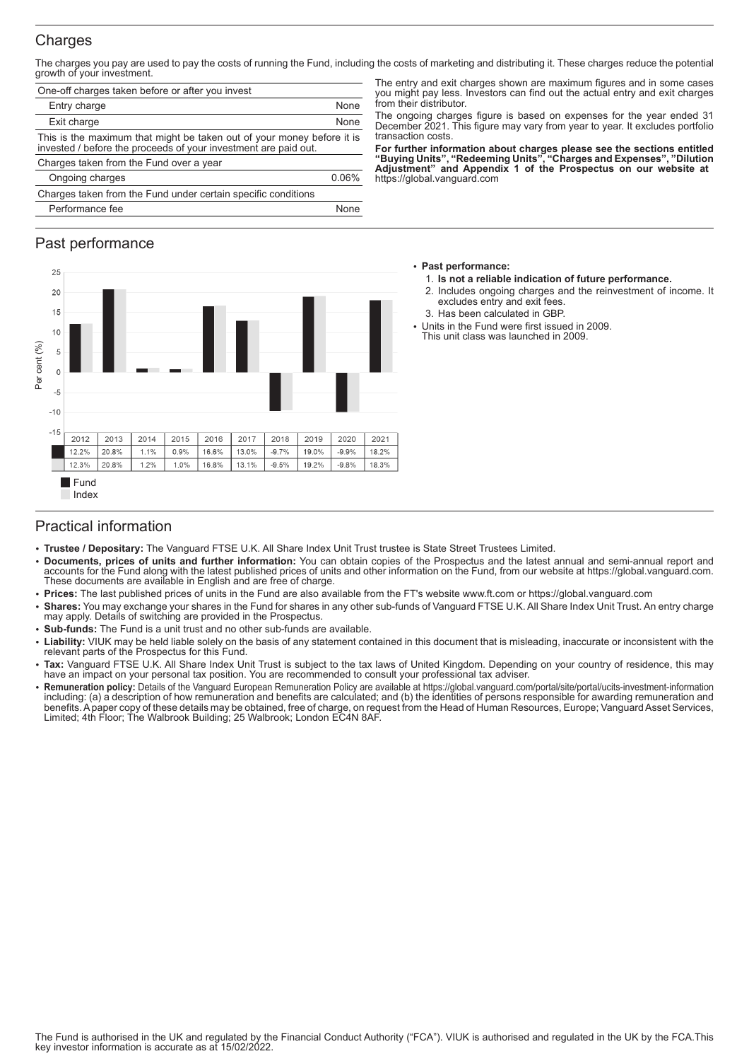## Charges

The charges you pay are used to pay the costs of running the Fund, including the costs of marketing and distributing it. These charges reduce the potential growth of your investment.

| One-off charges taken before or after you invest | |
|---|---|
| Entry charge | None |
| Exit charge | None |
| This is the maximum that might be taken out of your money before it is invested / before the proceeds of your investment are paid out. | |
| **Charges taken from the Fund over a year** | |
| Ongoing charges | 0.06% |
| **Charges taken from the Fund under certain specific conditions** | |
| Performance fee | None |

The entry and exit charges shown are maximum figures and in some cases you might pay less. Investors can find out the actual entry and exit charges from their distributor.

The ongoing charges figure is based on expenses for the year ended 31 December 2021. This figure may vary from year to year. It excludes portfolio transaction costs.

**For further information about charges please see the sections entitled "Buying Units", "Redeeming Units", "Charges and Expenses", "Dilution Adjustment" and Appendix 1 of the Prospectus on our website at** https://global.vanguard.com

## Past performance

25
20
15
10
5
0
-5
-10
-15
Per cent (%)

| | 2012 | 2013 | 2014 | 2015 | 2016 | 2017 | 2018 | 2019 | 2020 | 2021 |
|---|---|---|---|---|---|---|---|---|---|---|
| Fund | 12.2% | 20.8% | 1.1% | 0.9% | 16.6% | 13.0% | -9.7% | 19.0% | -9.9% | 18.2% |
| Index | 12.3% | 20.8% | 1.2% | 1.0% | 16.8% | 13.1% | -9.5% | 19.2% | -9.8% | 18.3% |

Fund
Index

- **Past performance:**
  1. **Is not a reliable indication of future performance.**
  2. Includes ongoing charges and the reinvestment of income. It excludes entry and exit fees.
  3. Has been calculated in GBP.
- Units in the Fund were first issued in 2009.
  This unit class was launched in 2009.

## Practical information

- **Trustee / Depositary:** The Vanguard FTSE U.K. All Share Index Unit Trust trustee is State Street Trustees Limited.
- **Documents, prices of units and further information:** You can obtain copies of the Prospectus and the latest annual and semi-annual report and accounts for the Fund along with the latest published prices of units and other information on the Fund, from our website at https://global.vanguard.com. These documents are available in English and are free of charge.
- **Prices:** The last published prices of units in the Fund are also available from the FT's website www.ft.com or https://global.vanguard.com
- **Shares:** You may exchange your shares in the Fund for shares in any other sub-funds of Vanguard FTSE U.K. All Share Index Unit Trust. An entry charge may apply. Details of switching are provided in the Prospectus.
- **Sub-funds:** The Fund is a unit trust and no other sub-funds are available.
- **Liability:** VIUK may be held liable solely on the basis of any statement contained in this document that is misleading, inaccurate or inconsistent with the relevant parts of the Prospectus for this Fund.
- **Tax:** Vanguard FTSE U.K. All Share Index Unit Trust is subject to the tax laws of United Kingdom. Depending on your country of residence, this may have an impact on your personal tax position. You are recommended to consult your professional tax adviser.
- **Remuneration policy:** Details of the Vanguard European Remuneration Policy are available at https://global.vanguard.com/portal/site/portal/ucits-investment-information including: (a) a description of how remuneration and benefits are calculated; and (b) the identities of persons responsible for awarding remuneration and benefits. A paper copy of these details may be obtained, free of charge, on request from the Head of Human Resources, Europe; Vanguard Asset Services, Limited; 4th Floor; The Walbrook Building; 25 Walbrook; London EC4N 8AF.

The Fund is authorised in the UK and regulated by the Financial Conduct Authority ("FCA"). VIUK is authorised and regulated in the UK by the FCA.This key investor information is accurate as at 15/02/2022.